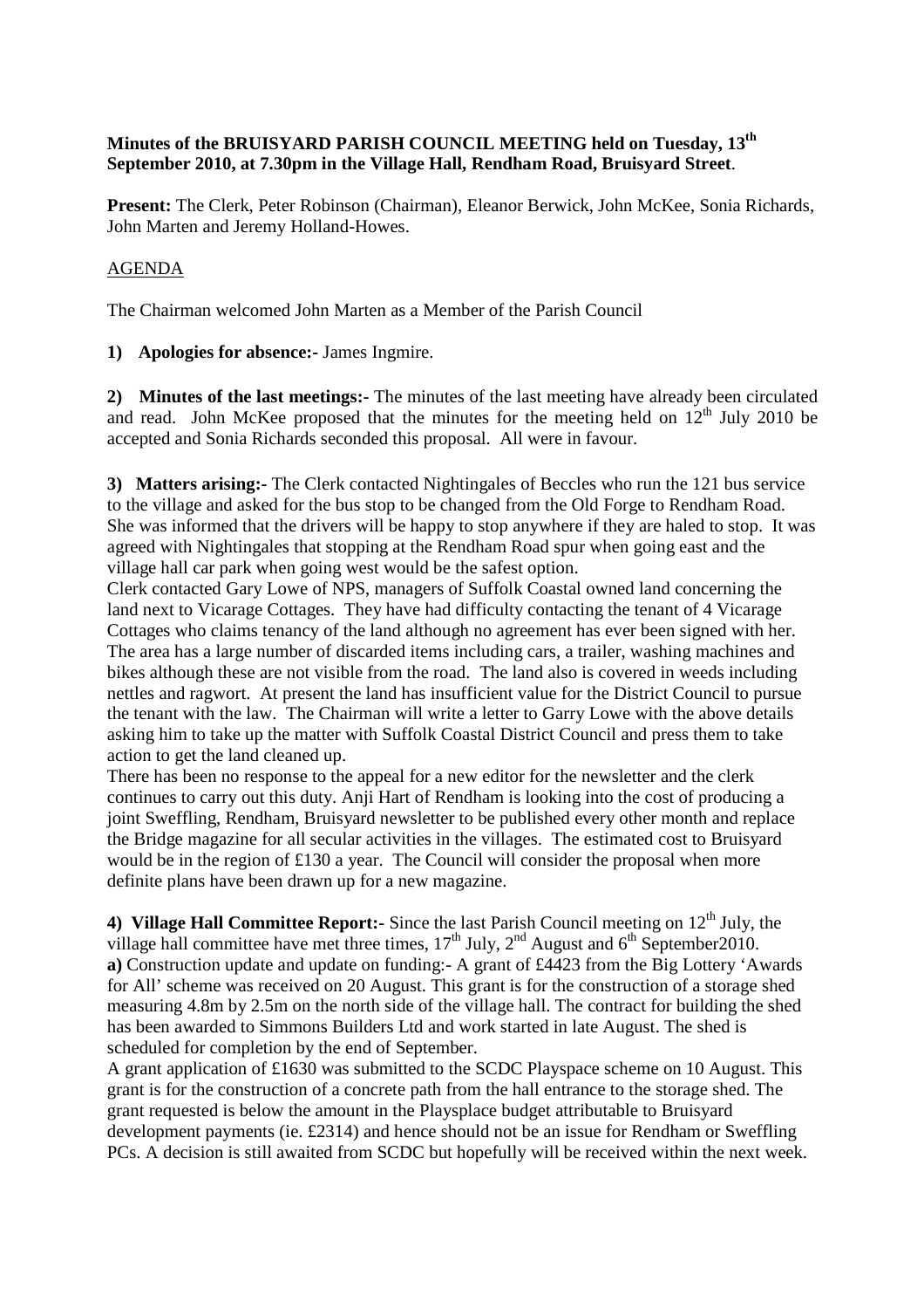**Minutes of the BRUISYARD PARISH COUNCIL MEETING held on Tuesday, 13th September 2010, at 7.30pm in the Village Hall, Rendham Road, Bruisyard Street**.

**Present:** The Clerk, Peter Robinson (Chairman), Eleanor Berwick, John McKee, Sonia Richards, John Marten and Jeremy Holland-Howes.

AGENDA

The Chairman welcomed John Marten as a Member of the Parish Council

**1) Apologies for absence:-** James Ingmire.

**2) Minutes of the last meetings:-** The minutes of the last meeting have already been circulated and read. John McKee proposed that the minutes for the meeting held on 12th July 2010 be accepted and Sonia Richards seconded this proposal. All were in favour.

**3) Matters arising:-** The Clerk contacted Nightingales of Beccles who run the 121 bus service to the village and asked for the bus stop to be changed from the Old Forge to Rendham Road. She was informed that the drivers will be happy to stop anywhere if they are haled to stop. It was agreed with Nightingales that stopping at the Rendham Road spur when going east and the village hall car park when going west would be the safest option.

Clerk contacted Gary Lowe of NPS, managers of Suffolk Coastal owned land concerning the land next to Vicarage Cottages. They have had difficulty contacting the tenant of 4 Vicarage Cottages who claims tenancy of the land although no agreement has ever been signed with her. The area has a large number of discarded items including cars, a trailer, washing machines and bikes although these are not visible from the road. The land also is covered in weeds including nettles and ragwort. At present the land has insufficient value for the District Council to pursue the tenant with the law. The Chairman will write a letter to Garry Lowe with the above details asking him to take up the matter with Suffolk Coastal District Council and press them to take action to get the land cleaned up.

There has been no response to the appeal for a new editor for the newsletter and the clerk continues to carry out this duty. Anji Hart of Rendham is looking into the cost of producing a joint Sweffling, Rendham, Bruisyard newsletter to be published every other month and replace the Bridge magazine for all secular activities in the villages. The estimated cost to Bruisyard would be in the region of £130 a year. The Council will consider the proposal when more definite plans have been drawn up for a new magazine.

**4) Village Hall Committee Report:-** Since the last Parish Council meeting on 12th July, the village hall committee have met three times, 17th July, 2nd August and 6th September2010.

**a)** Construction update and update on funding:- A grant of £4423 from the Big Lottery 'Awards for All' scheme was received on 20 August. This grant is for the construction of a storage shed measuring 4.8m by 2.5m on the north side of the village hall. The contract for building the shed has been awarded to Simmons Builders Ltd and work started in late August. The shed is scheduled for completion by the end of September.

A grant application of £1630 was submitted to the SCDC Playspace scheme on 10 August. This grant is for the construction of a concrete path from the hall entrance to the storage shed. The grant requested is below the amount in the Playsplace budget attributable to Bruisyard development payments (ie. £2314) and hence should not be an issue for Rendham or Sweffling PCs. A decision is still awaited from SCDC but hopefully will be received within the next week.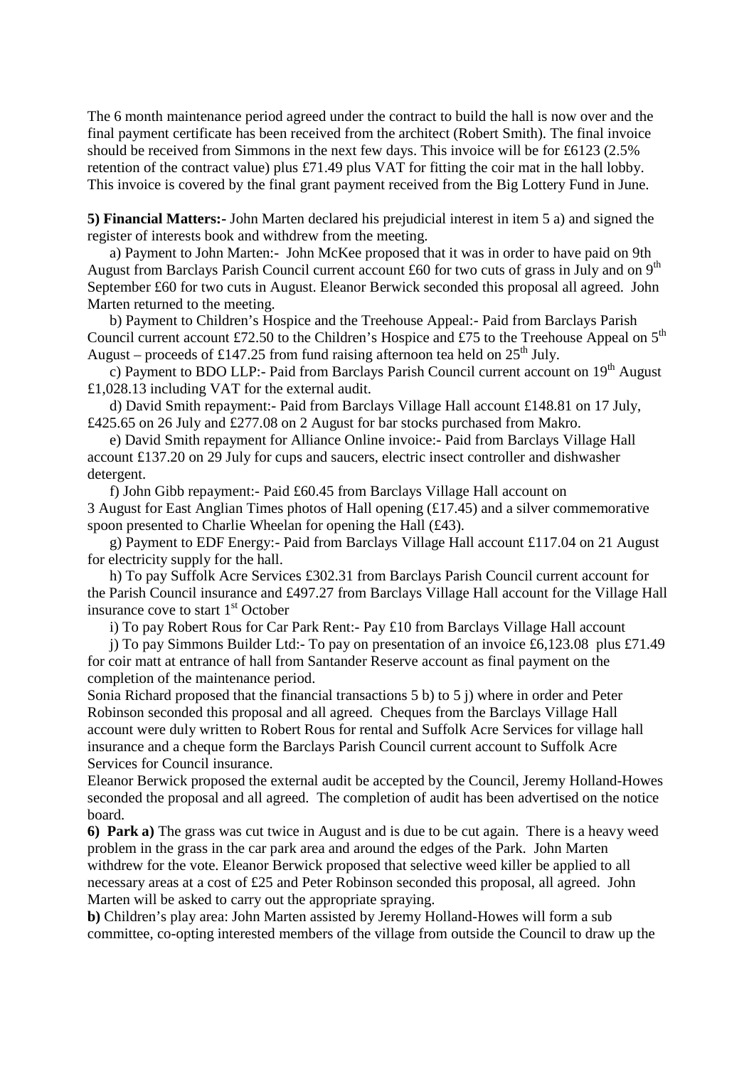The 6 month maintenance period agreed under the contract to build the hall is now over and the final payment certificate has been received from the architect (Robert Smith). The final invoice should be received from Simmons in the next few days. This invoice will be for £6123 (2.5% retention of the contract value) plus £71.49 plus VAT for fitting the coir mat in the hall lobby. This invoice is covered by the final grant payment received from the Big Lottery Fund in June.

**5) Financial Matters:-** John Marten declared his prejudicial interest in item 5 a) and signed the register of interests book and withdrew from the meeting.

a) Payment to John Marten:- John McKee proposed that it was in order to have paid on 9th August from Barclays Parish Council current account £60 for two cuts of grass in July and on 9th September £60 for two cuts in August. Eleanor Berwick seconded this proposal all agreed. John Marten returned to the meeting.

b) Payment to Children's Hospice and the Treehouse Appeal:- Paid from Barclays Parish Council current account £72.50 to the Children's Hospice and £75 to the Treehouse Appeal on 5th August – proceeds of £147.25 from fund raising afternoon tea held on 25th July.

c) Payment to BDO LLP:- Paid from Barclays Parish Council current account on 19th August £1,028.13 including VAT for the external audit.

d) David Smith repayment:- Paid from Barclays Village Hall account £148.81 on 17 July, £425.65 on 26 July and £277.08 on 2 August for bar stocks purchased from Makro.

e) David Smith repayment for Alliance Online invoice:- Paid from Barclays Village Hall account £137.20 on 29 July for cups and saucers, electric insect controller and dishwasher detergent.

f) John Gibb repayment:- Paid £60.45 from Barclays Village Hall account on 3 August for East Anglian Times photos of Hall opening (£17.45) and a silver commemorative spoon presented to Charlie Wheelan for opening the Hall (£43).

g) Payment to EDF Energy:- Paid from Barclays Village Hall account £117.04 on 21 August for electricity supply for the hall.

h) To pay Suffolk Acre Services £302.31 from Barclays Parish Council current account for the Parish Council insurance and £497.27 from Barclays Village Hall account for the Village Hall insurance cove to start 1st October

i) To pay Robert Rous for Car Park Rent:- Pay £10 from Barclays Village Hall account

j) To pay Simmons Builder Ltd:- To pay on presentation of an invoice £6,123.08 plus £71.49 for coir matt at entrance of hall from Santander Reserve account as final payment on the completion of the maintenance period.

Sonia Richard proposed that the financial transactions 5 b) to 5 j) where in order and Peter Robinson seconded this proposal and all agreed. Cheques from the Barclays Village Hall account were duly written to Robert Rous for rental and Suffolk Acre Services for village hall insurance and a cheque form the Barclays Parish Council current account to Suffolk Acre Services for Council insurance.

Eleanor Berwick proposed the external audit be accepted by the Council, Jeremy Holland-Howes seconded the proposal and all agreed. The completion of audit has been advertised on the notice board.

**6) Park a)** The grass was cut twice in August and is due to be cut again. There is a heavy weed problem in the grass in the car park area and around the edges of the Park. John Marten withdrew for the vote. Eleanor Berwick proposed that selective weed killer be applied to all necessary areas at a cost of £25 and Peter Robinson seconded this proposal, all agreed. John Marten will be asked to carry out the appropriate spraying.

**b)** Children's play area: John Marten assisted by Jeremy Holland-Howes will form a sub committee, co-opting interested members of the village from outside the Council to draw up the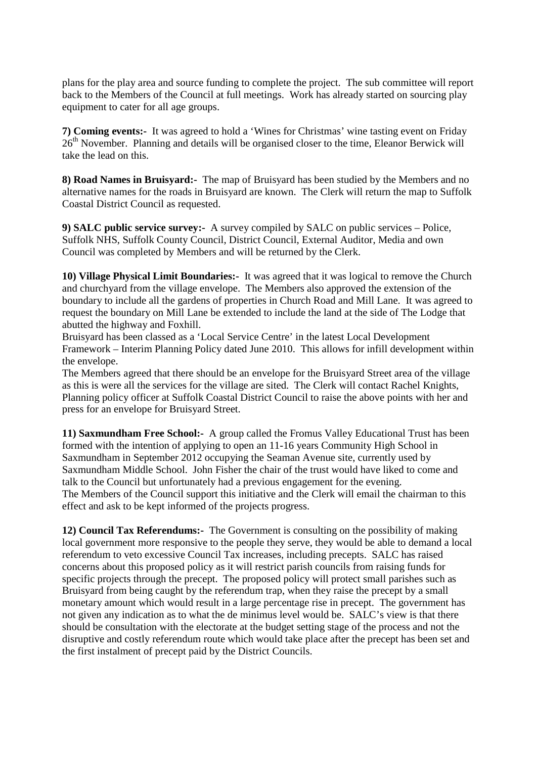plans for the play area and source funding to complete the project. The sub committee will report back to the Members of the Council at full meetings. Work has already started on sourcing play equipment to cater for all age groups.

**7) Coming events:-** It was agreed to hold a 'Wines for Christmas' wine tasting event on Friday 26th November. Planning and details will be organised closer to the time, Eleanor Berwick will take the lead on this.

**8) Road Names in Bruisyard:-** The map of Bruisyard has been studied by the Members and no alternative names for the roads in Bruisyard are known. The Clerk will return the map to Suffolk Coastal District Council as requested.

**9) SALC public service survey:-** A survey compiled by SALC on public services – Police, Suffolk NHS, Suffolk County Council, District Council, External Auditor, Media and own Council was completed by Members and will be returned by the Clerk.

**10) Village Physical Limit Boundaries:-** It was agreed that it was logical to remove the Church and churchyard from the village envelope. The Members also approved the extension of the boundary to include all the gardens of properties in Church Road and Mill Lane. It was agreed to request the boundary on Mill Lane be extended to include the land at the side of The Lodge that abutted the highway and Foxhill.

Bruisyard has been classed as a 'Local Service Centre' in the latest Local Development Framework – Interim Planning Policy dated June 2010. This allows for infill development within the envelope.

The Members agreed that there should be an envelope for the Bruisyard Street area of the village as this is were all the services for the village are sited. The Clerk will contact Rachel Knights, Planning policy officer at Suffolk Coastal District Council to raise the above points with her and press for an envelope for Bruisyard Street.

**11) Saxmundham Free School:-** A group called the Fromus Valley Educational Trust has been formed with the intention of applying to open an 11-16 years Community High School in Saxmundham in September 2012 occupying the Seaman Avenue site, currently used by Saxmundham Middle School. John Fisher the chair of the trust would have liked to come and talk to the Council but unfortunately had a previous engagement for the evening.

The Members of the Council support this initiative and the Clerk will email the chairman to this effect and ask to be kept informed of the projects progress.

**12) Council Tax Referendums:-** The Government is consulting on the possibility of making local government more responsive to the people they serve, they would be able to demand a local referendum to veto excessive Council Tax increases, including precepts. SALC has raised concerns about this proposed policy as it will restrict parish councils from raising funds for specific projects through the precept. The proposed policy will protect small parishes such as Bruisyard from being caught by the referendum trap, when they raise the precept by a small monetary amount which would result in a large percentage rise in precept. The government has not given any indication as to what the de minimus level would be. SALC's view is that there should be consultation with the electorate at the budget setting stage of the process and not the disruptive and costly referendum route which would take place after the precept has been set and the first instalment of precept paid by the District Councils.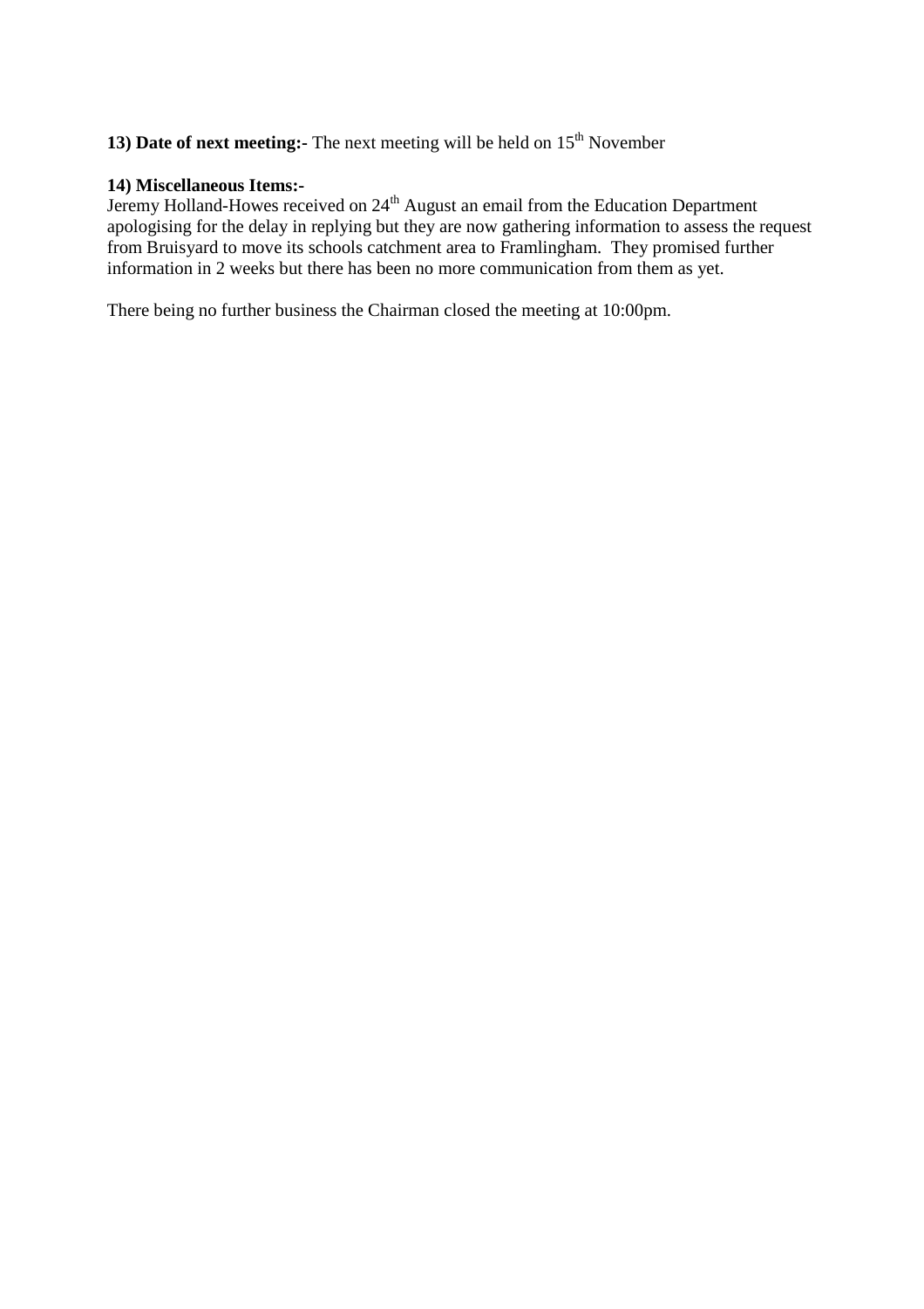**13) Date of next meeting:-** The next meeting will be held on 15th November

**14) Miscellaneous Items:-**
Jeremy Holland-Howes received on 24th August an email from the Education Department apologising for the delay in replying but they are now gathering information to assess the request from Bruisyard to move its schools catchment area to Framlingham. They promised further information in 2 weeks but there has been no more communication from them as yet.

There being no further business the Chairman closed the meeting at 10:00pm.